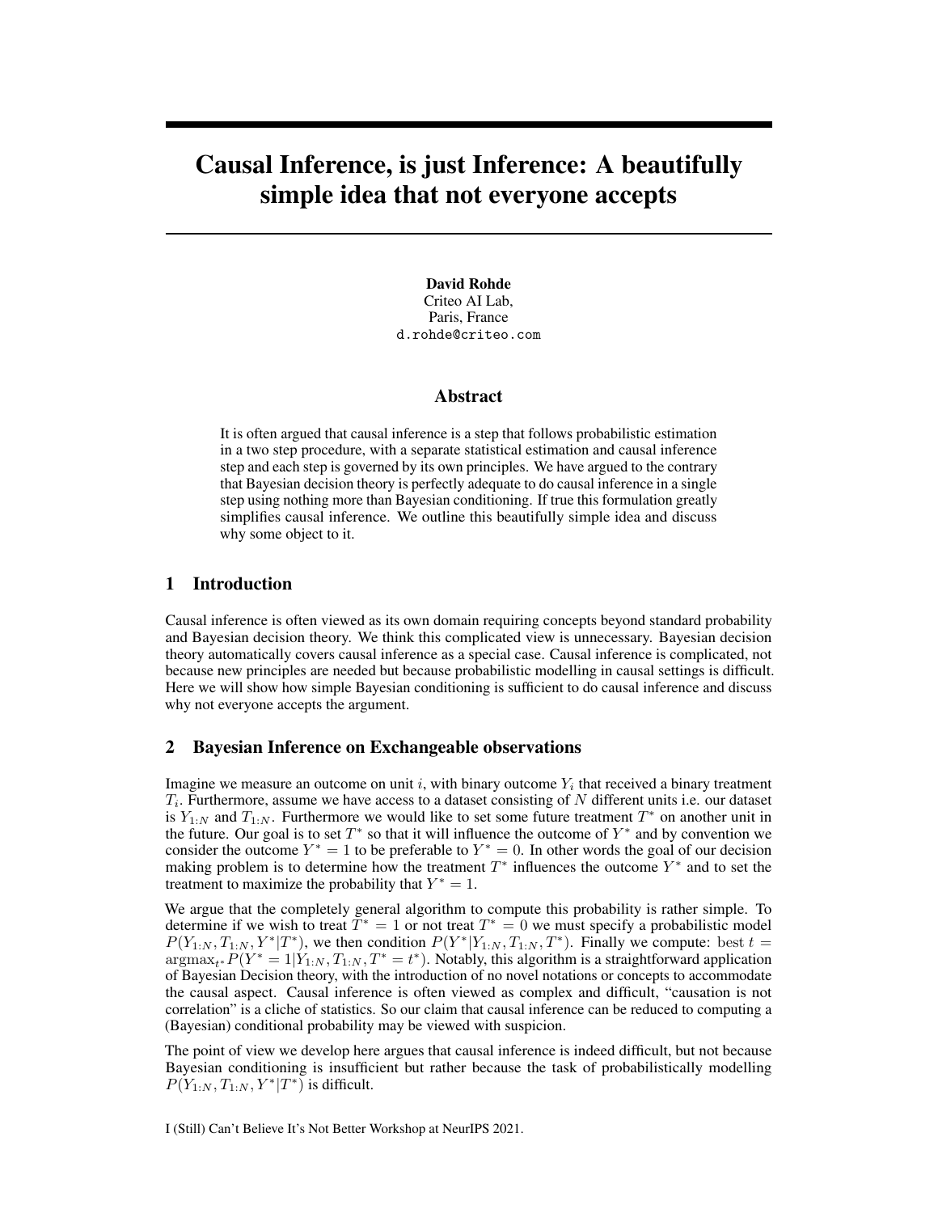# Causal Inference, is just Inference: A beautifully simple idea that not everyone accepts

**David Rohde**
Criteo AI Lab,
Paris, France
d.rohde@criteo.com

## Abstract

It is often argued that causal inference is a step that follows probabilistic estimation in a two step procedure, with a separate statistical estimation and causal inference step and each step is governed by its own principles. We have argued to the contrary that Bayesian decision theory is perfectly adequate to do causal inference in a single step using nothing more than Bayesian conditioning. If true this formulation greatly simplifies causal inference. We outline this beautifully simple idea and discuss why some object to it.

## 1 Introduction

Causal inference is often viewed as its own domain requiring concepts beyond standard probability and Bayesian decision theory. We think this complicated view is unnecessary. Bayesian decision theory automatically covers causal inference as a special case. Causal inference is complicated, not because new principles are needed but because probabilistic modelling in causal settings is difficult. Here we will show how simple Bayesian conditioning is sufficient to do causal inference and discuss why not everyone accepts the argument.

## 2 Bayesian Inference on Exchangeable observations

Imagine we measure an outcome on unit $i$, with binary outcome $Y_i$ that received a binary treatment $T_i$. Furthermore, assume we have access to a dataset consisting of $N$ different units i.e. our dataset is $Y_{1:N}$ and $T_{1:N}$. Furthermore we would like to set some future treatment $T^*$ on another unit in the future. Our goal is to set $T^*$ so that it will influence the outcome of $Y^*$ and by convention we consider the outcome $Y^* = 1$ to be preferable to $Y^* = 0$. In other words the goal of our decision making problem is to determine how the treatment $T^*$ influences the outcome $Y^*$ and to set the treatment to maximize the probability that $Y^* = 1$.

We argue that the completely general algorithm to compute this probability is rather simple. To determine if we wish to treat $T^* = 1$ or not treat $T^* = 0$ we must specify a probabilistic model $P(Y_{1:N}, T_{1:N}, Y^*|T^*)$, we then condition $P(Y^*|Y_{1:N}, T_{1:N}, T^*)$. Finally we compute: best $t = \mathrm{argmax}_{t^*} P(Y^* = 1|Y_{1:N}, T_{1:N}, T^* = t^*)$. Notably, this algorithm is a straightforward application of Bayesian Decision theory, with the introduction of no novel notations or concepts to accommodate the causal aspect. Causal inference is often viewed as complex and difficult, "causation is not correlation" is a cliche of statistics. So our claim that causal inference can be reduced to computing a (Bayesian) conditional probability may be viewed with suspicion.

The point of view we develop here argues that causal inference is indeed difficult, but not because Bayesian conditioning is insufficient but rather because the task of probabilistically modelling $P(Y_{1:N}, T_{1:N}, Y^*|T^*)$ is difficult.

I (Still) Can't Believe It's Not Better Workshop at NeurIPS 2021.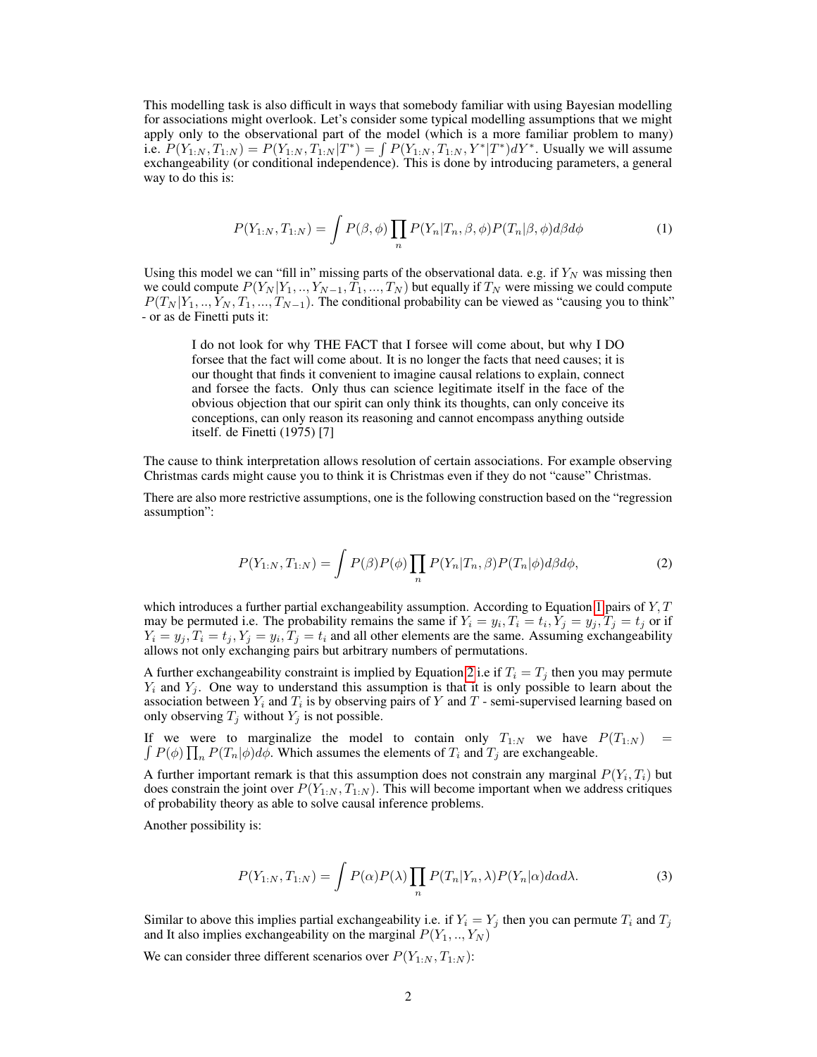This modelling task is also difficult in ways that somebody familiar with using Bayesian modelling for associations might overlook. Let's consider some typical modelling assumptions that we might apply only to the observational part of the model (which is a more familiar problem to many) i.e. $P(Y_{1:N}, T_{1:N}) = P(Y_{1:N}, T_{1:N}|T^*) = \int P(Y_{1:N}, T_{1:N}, Y^*|T^*)dY^*$. Usually we will assume exchangeability (or conditional independence). This is done by introducing parameters, a general way to do this is:

$$P(Y_{1:N}, T_{1:N}) = \int P(\beta, \phi) \prod_n P(Y_n|T_n, \beta, \phi) P(T_n|\beta, \phi) d\beta d\phi \tag{1}$$

Using this model we can "fill in" missing parts of the observational data. e.g. if $Y_N$ was missing then we could compute $P(Y_N|Y_1, .., Y_{N-1}, T_1, ..., T_N)$ but equally if $T_N$ were missing we could compute $P(T_N|Y_1, .., Y_N, T_1, ..., T_{N-1})$. The conditional probability can be viewed as "causing you to think" - or as de Finetti puts it:

> I do not look for why THE FACT that I forsee will come about, but why I DO forsee that the fact will come about. It is no longer the facts that need causes; it is our thought that finds it convenient to imagine causal relations to explain, connect and forsee the facts. Only thus can science legitimate itself in the face of the obvious objection that our spirit can only think its thoughts, can only conceive its conceptions, can only reason its reasoning and cannot encompass anything outside itself. de Finetti (1975) [7]

The cause to think interpretation allows resolution of certain associations. For example observing Christmas cards might cause you to think it is Christmas even if they do not "cause" Christmas.

There are also more restrictive assumptions, one is the following construction based on the "regression assumption":

$$P(Y_{1:N}, T_{1:N}) = \int P(\beta)P(\phi) \prod_n P(Y_n|T_n, \beta)P(T_n|\phi)d\beta d\phi, \tag{2}$$

which introduces a further partial exchangeability assumption. According to Equation 1 pairs of $Y, T$ may be permuted i.e. The probability remains the same if $Y_i = y_i, T_i = t_i, Y_j = y_j, T_j = t_j$ or if $Y_i = y_j, T_i = t_j, Y_j = y_i, T_j = t_i$ and all other elements are the same. Assuming exchangeability allows not only exchanging pairs but arbitrary numbers of permutations.

A further exchangeability constraint is implied by Equation 2 i.e if $T_i = T_j$ then you may permute $Y_i$ and $Y_j$. One way to understand this assumption is that it is only possible to learn about the association between $Y_i$ and $T_i$ is by observing pairs of $Y$ and $T$ - semi-supervised learning based on only observing $T_j$ without $Y_j$ is not possible.

If we were to marginalize the model to contain only $T_{1:N}$ we have $P(T_{1:N}) = \int P(\phi) \prod_n P(T_n|\phi)d\phi$. Which assumes the elements of $T_i$ and $T_j$ are exchangeable.

A further important remark is that this assumption does not constrain any marginal $P(Y_i, T_i)$ but does constrain the joint over $P(Y_{1:N}, T_{1:N})$. This will become important when we address critiques of probability theory as able to solve causal inference problems.

Another possibility is:

$$P(Y_{1:N}, T_{1:N}) = \int P(\alpha)P(\lambda) \prod_n P(T_n|Y_n, \lambda)P(Y_n|\alpha)d\alpha d\lambda. \tag{3}$$

Similar to above this implies partial exchangeability i.e. if $Y_i = Y_j$ then you can permute $T_i$ and $T_j$ and It also implies exchangeability on the marginal $P(Y_1, .., Y_N)$

We can consider three different scenarios over $P(Y_{1:N}, T_{1:N})$: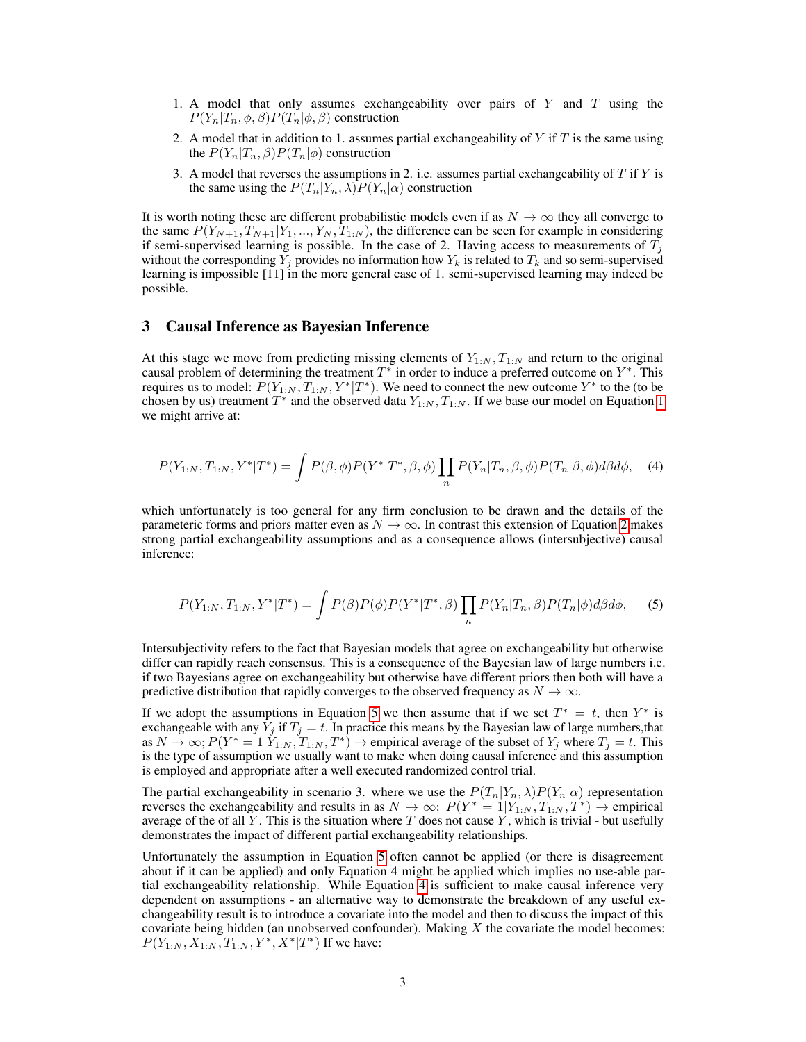1. A model that only assumes exchangeability over pairs of $Y$ and $T$ using the $P(Y_n|T_n, \phi, \beta)P(T_n|\phi, \beta)$ construction
2. A model that in addition to 1. assumes partial exchangeability of $Y$ if $T$ is the same using the $P(Y_n|T_n, \beta)P(T_n|\phi)$ construction
3. A model that reverses the assumptions in 2. i.e. assumes partial exchangeability of $T$ if $Y$ is the same using the $P(T_n|Y_n, \lambda)P(Y_n|\alpha)$ construction

It is worth noting these are different probabilistic models even if as $N \to \infty$ they all converge to the same $P(Y_{N+1}, T_{N+1}|Y_1, ..., Y_N, T_{1:N})$, the difference can be seen for example in considering if semi-supervised learning is possible. In the case of 2. Having access to measurements of $T_j$ without the corresponding $Y_j$ provides no information how $Y_k$ is related to $T_k$ and so semi-supervised learning is impossible [11] in the more general case of 1. semi-supervised learning may indeed be possible.

## 3 Causal Inference as Bayesian Inference

At this stage we move from predicting missing elements of $Y_{1:N}, T_{1:N}$ and return to the original causal problem of determining the treatment $T^*$ in order to induce a preferred outcome on $Y^*$. This requires us to model: $P(Y_{1:N}, T_{1:N}, Y^*|T^*)$. We need to connect the new outcome $Y^*$ to the (to be chosen by us) treatment $T^*$ and the observed data $Y_{1:N}, T_{1:N}$. If we base our model on Equation 1 we might arrive at:

$$P(Y_{1:N}, T_{1:N}, Y^*|T^*) = \int P(\beta, \phi)P(Y^*|T^*, \beta, \phi) \prod_n P(Y_n|T_n, \beta, \phi)P(T_n|\beta, \phi)d\beta d\phi, \quad (4)$$

which unfortunately is too general for any firm conclusion to be drawn and the details of the parametric forms and priors matter even as $N \to \infty$. In contrast this extension of Equation 2 makes strong partial exchangeability assumptions and as a consequence allows (intersubjective) causal inference:

$$P(Y_{1:N}, T_{1:N}, Y^*|T^*) = \int P(\beta)P(\phi)P(Y^*|T^*, \beta) \prod_n P(Y_n|T_n, \beta)P(T_n|\phi)d\beta d\phi, \quad (5)$$

Intersubjectivity refers to the fact that Bayesian models that agree on exchangeability but otherwise differ can rapidly reach consensus. This is a consequence of the Bayesian law of large numbers i.e. if two Bayesians agree on exchangeability but otherwise have different priors then both will have a predictive distribution that rapidly converges to the observed frequency as $N \to \infty$.

If we adopt the assumptions in Equation 5 we then assume that if we set $T^* = t$, then $Y^*$ is exchangeable with any $Y_j$ if $T_j = t$. In practice this means by the Bayesian law of large numbers,that as $N \to \infty$; $P(Y^* = 1|Y_{1:N}, T_{1:N}, T^*) \to$ empirical average of the subset of $Y_j$ where $T_j = t$. This is the type of assumption we usually want to make when doing causal inference and this assumption is employed and appropriate after a well executed randomized control trial.

The partial exchangeability in scenario 3. where we use the $P(T_n|Y_n, \lambda)P(Y_n|\alpha)$ representation reverses the exchangeability and results in as $N \to \infty$; $P(Y^* = 1|Y_{1:N}, T_{1:N}, T^*) \to$ empirical average of the of all $Y$. This is the situation where $T$ does not cause $Y$, which is trivial - but usefully demonstrates the impact of different partial exchangeability relationships.

Unfortunately the assumption in Equation 5 often cannot be applied (or there is disagreement about if it can be applied) and only Equation 4 might be applied which implies no use-able partial exchangeability relationship. While Equation 4 is sufficient to make causal inference very dependent on assumptions - an alternative way to demonstrate the breakdown of any useful exchangeability result is to introduce a covariate into the model and then to discuss the impact of this covariate being hidden (an unobserved confounder). Making $X$ the covariate the model becomes: $P(Y_{1:N}, X_{1:N}, T_{1:N}, Y^*, X^*|T^*)$ If we have: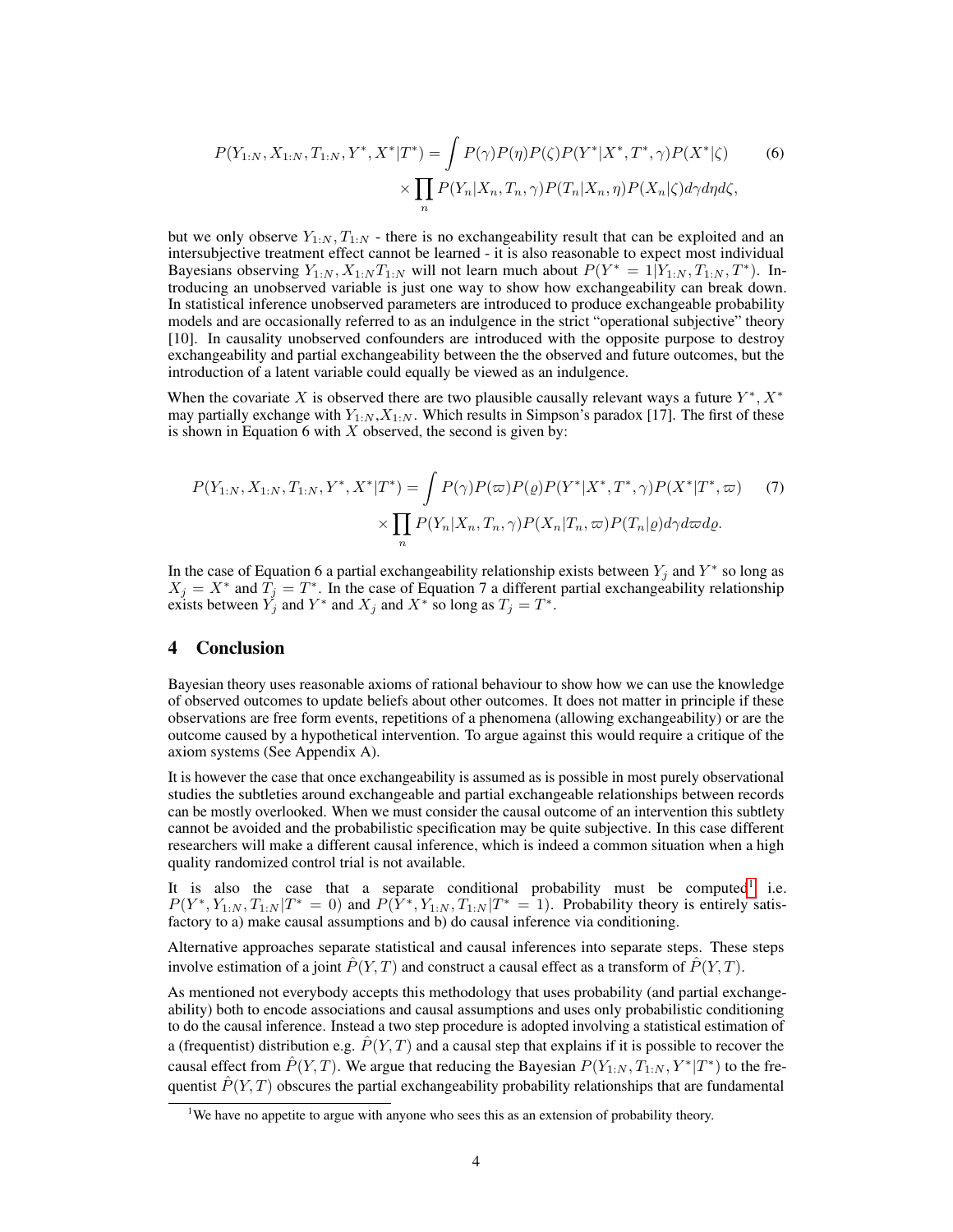$$P(Y_{1:N}, X_{1:N}, T_{1:N}, Y^*, X^*|T^*) = \int P(\gamma)P(\eta)P(\zeta)P(Y^*|X^*, T^*, \gamma)P(X^*|\zeta) \times \prod_n P(Y_n|X_n, T_n, \gamma)P(T_n|X_n, \eta)P(X_n|\zeta)d\gamma d\eta d\zeta, \tag{6}$$

but we only observe $Y_{1:N}, T_{1:N}$ - there is no exchangeability result that can be exploited and an intersubjective treatment effect cannot be learned - it is also reasonable to expect most individual Bayesians observing $Y_{1:N}, X_{1:N} T_{1:N}$ will not learn much about $P(Y^* = 1|Y_{1:N}, T_{1:N}, T^*)$. Introducing an unobserved variable is just one way to show how exchangeability can break down. In statistical inference unobserved parameters are introduced to produce exchangeable probability models and are occasionally referred to as an indulgence in the strict "operational subjective" theory [10]. In causality unobserved confounders are introduced with the opposite purpose to destroy exchangeability and partial exchangeability between the the observed and future outcomes, but the introduction of a latent variable could equally be viewed as an indulgence.

When the covariate $X$ is observed there are two plausible causally relevant ways a future $Y^*, X^*$ may partially exchange with $Y_{1:N}, X_{1:N}$. Which results in Simpson's paradox [17]. The first of these is shown in Equation 6 with $X$ observed, the second is given by:

$$P(Y_{1:N}, X_{1:N}, T_{1:N}, Y^*, X^*|T^*) = \int P(\gamma)P(\varpi)P(\varrho)P(Y^*|X^*, T^*, \gamma)P(X^*|T^*, \varpi) \times \prod_n P(Y_n|X_n, T_n, \gamma)P(X_n|T_n, \varpi)P(T_n|\varrho)d\gamma d\varpi d\varrho. \tag{7}$$

In the case of Equation 6 a partial exchangeability relationship exists between $Y_j$ and $Y^*$ so long as $X_j = X^*$ and $T_j = T^*$. In the case of Equation 7 a different partial exchangeability relationship exists between $Y_j$ and $Y^*$ and $X_j$ and $X^*$ so long as $T_j = T^*$.

## 4 Conclusion

Bayesian theory uses reasonable axioms of rational behaviour to show how we can use the knowledge of observed outcomes to update beliefs about other outcomes. It does not matter in principle if these observations are free form events, repetitions of a phenomena (allowing exchangeability) or are the outcome caused by a hypothetical intervention. To argue against this would require a critique of the axiom systems (See Appendix A).

It is however the case that once exchangeability is assumed as is possible in most purely observational studies the subtleties around exchangeable and partial exchangeable relationships between records can be mostly overlooked. When we must consider the causal outcome of an intervention this subtlety cannot be avoided and the probabilistic specification may be quite subjective. In this case different researchers will make a different causal inference, which is indeed a common situation when a high quality randomized control trial is not available.

It is also the case that a separate conditional probability must be computed[1] i.e. $P(Y^*, Y_{1:N}, T_{1:N}|T^* = 0)$ and $P(Y^*, Y_{1:N}, T_{1:N}|T^* = 1)$. Probability theory is entirely satisfactory to a) make causal assumptions and b) do causal inference via conditioning.

Alternative approaches separate statistical and causal inferences into separate steps. These steps involve estimation of a joint $\hat{P}(Y, T)$ and construct a causal effect as a transform of $\hat{P}(Y, T)$.

As mentioned not everybody accepts this methodology that uses probability (and partial exchangeability) both to encode associations and causal assumptions and uses only probabilistic conditioning to do the causal inference. Instead a two step procedure is adopted involving a statistical estimation of a (frequentist) distribution e.g. $\hat{P}(Y, T)$ and a causal step that explains if it is possible to recover the causal effect from $\hat{P}(Y, T)$. We argue that reducing the Bayesian $P(Y_{1:N}, T_{1:N}, Y^*|T^*)$ to the frequentist $\hat{P}(Y, T)$ obscures the partial exchangeability probability relationships that are fundamental

[1] We have no appetite to argue with anyone who sees this as an extension of probability theory.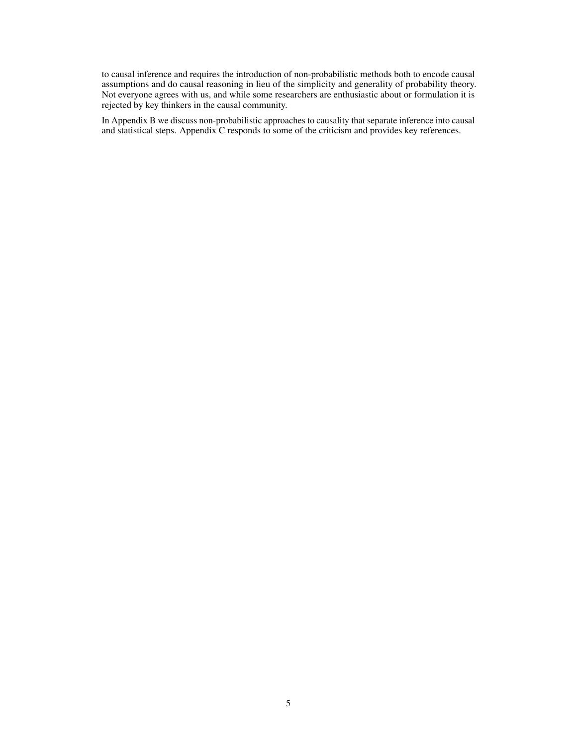to causal inference and requires the introduction of non-probabilistic methods both to encode causal assumptions and do causal reasoning in lieu of the simplicity and generality of probability theory. Not everyone agrees with us, and while some researchers are enthusiastic about or formulation it is rejected by key thinkers in the causal community.

In Appendix B we discuss non-probabilistic approaches to causality that separate inference into causal and statistical steps. Appendix C responds to some of the criticism and provides key references.